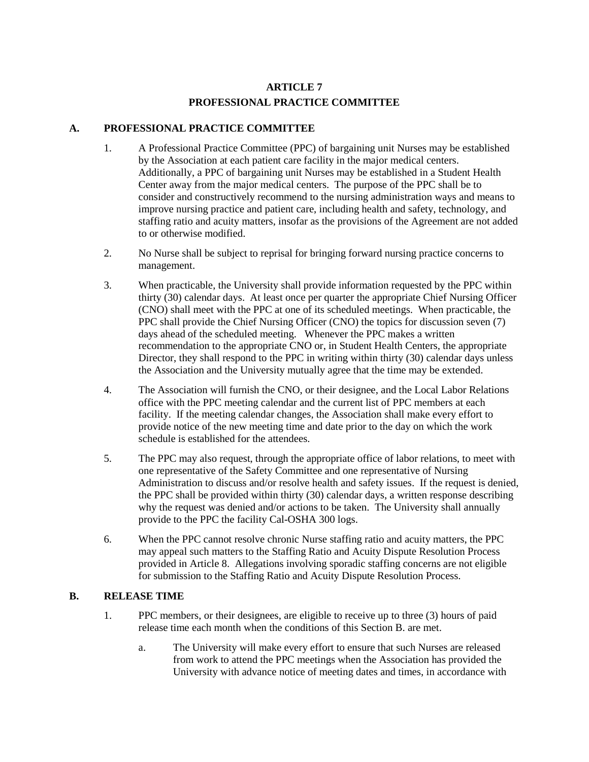# ARTICLE 7
# PROFESSIONAL PRACTICE COMMITTEE

## A. PROFESSIONAL PRACTICE COMMITTEE

1. A Professional Practice Committee (PPC) of bargaining unit Nurses may be established by the Association at each patient care facility in the major medical centers. Additionally, a PPC of bargaining unit Nurses may be established in a Student Health Center away from the major medical centers. The purpose of the PPC shall be to consider and constructively recommend to the nursing administration ways and means to improve nursing practice and patient care, including health and safety, technology, and staffing ratio and acuity matters, insofar as the provisions of the Agreement are not added to or otherwise modified.

2. No Nurse shall be subject to reprisal for bringing forward nursing practice concerns to management.

3. When practicable, the University shall provide information requested by the PPC within thirty (30) calendar days. At least once per quarter the appropriate Chief Nursing Officer (CNO) shall meet with the PPC at one of its scheduled meetings. When practicable, the PPC shall provide the Chief Nursing Officer (CNO) the topics for discussion seven (7) days ahead of the scheduled meeting. Whenever the PPC makes a written recommendation to the appropriate CNO or, in Student Health Centers, the appropriate Director, they shall respond to the PPC in writing within thirty (30) calendar days unless the Association and the University mutually agree that the time may be extended.

4. The Association will furnish the CNO, or their designee, and the Local Labor Relations office with the PPC meeting calendar and the current list of PPC members at each facility. If the meeting calendar changes, the Association shall make every effort to provide notice of the new meeting time and date prior to the day on which the work schedule is established for the attendees.

5. The PPC may also request, through the appropriate office of labor relations, to meet with one representative of the Safety Committee and one representative of Nursing Administration to discuss and/or resolve health and safety issues. If the request is denied, the PPC shall be provided within thirty (30) calendar days, a written response describing why the request was denied and/or actions to be taken. The University shall annually provide to the PPC the facility Cal-OSHA 300 logs.

6. When the PPC cannot resolve chronic Nurse staffing ratio and acuity matters, the PPC may appeal such matters to the Staffing Ratio and Acuity Dispute Resolution Process provided in Article 8. Allegations involving sporadic staffing concerns are not eligible for submission to the Staffing Ratio and Acuity Dispute Resolution Process.

## B. RELEASE TIME

1. PPC members, or their designees, are eligible to receive up to three (3) hours of paid release time each month when the conditions of this Section B. are met.

   a. The University will make every effort to ensure that such Nurses are released from work to attend the PPC meetings when the Association has provided the University with advance notice of meeting dates and times, in accordance with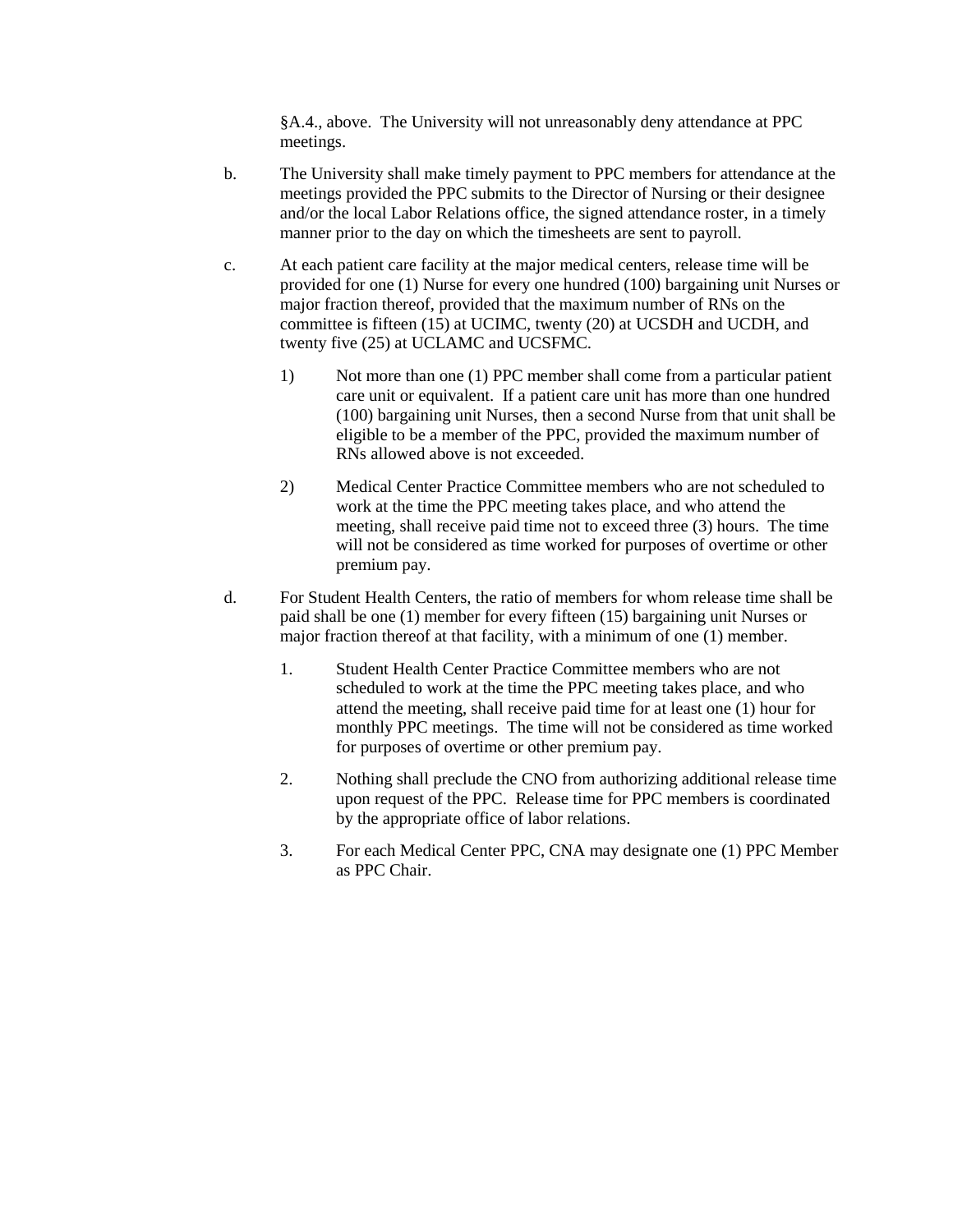§A.4., above. The University will not unreasonably deny attendance at PPC meetings.

b. The University shall make timely payment to PPC members for attendance at the meetings provided the PPC submits to the Director of Nursing or their designee and/or the local Labor Relations office, the signed attendance roster, in a timely manner prior to the day on which the timesheets are sent to payroll.

c. At each patient care facility at the major medical centers, release time will be provided for one (1) Nurse for every one hundred (100) bargaining unit Nurses or major fraction thereof, provided that the maximum number of RNs on the committee is fifteen (15) at UCIMC, twenty (20) at UCSDH and UCDH, and twenty five (25) at UCLAMC and UCSFMC.

   1) Not more than one (1) PPC member shall come from a particular patient care unit or equivalent. If a patient care unit has more than one hundred (100) bargaining unit Nurses, then a second Nurse from that unit shall be eligible to be a member of the PPC, provided the maximum number of RNs allowed above is not exceeded.

   2) Medical Center Practice Committee members who are not scheduled to work at the time the PPC meeting takes place, and who attend the meeting, shall receive paid time not to exceed three (3) hours. The time will not be considered as time worked for purposes of overtime or other premium pay.

d. For Student Health Centers, the ratio of members for whom release time shall be paid shall be one (1) member for every fifteen (15) bargaining unit Nurses or major fraction thereof at that facility, with a minimum of one (1) member.

   1. Student Health Center Practice Committee members who are not scheduled to work at the time the PPC meeting takes place, and who attend the meeting, shall receive paid time for at least one (1) hour for monthly PPC meetings. The time will not be considered as time worked for purposes of overtime or other premium pay.

   2. Nothing shall preclude the CNO from authorizing additional release time upon request of the PPC. Release time for PPC members is coordinated by the appropriate office of labor relations.

   3. For each Medical Center PPC, CNA may designate one (1) PPC Member as PPC Chair.